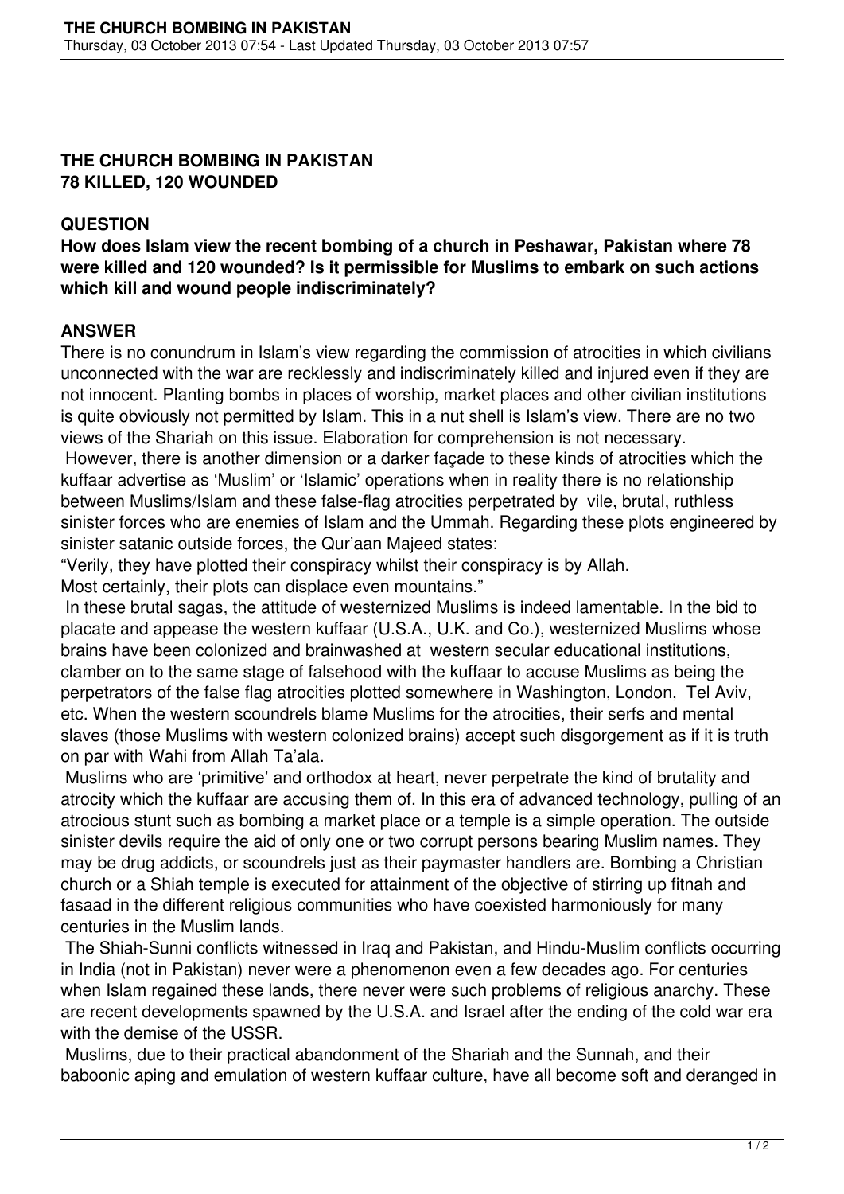**THE CHURCH BOMBING IN PAKISTAN**
**78 KILLED, 120 WOUNDED**

**QUESTION**

**How does Islam view the recent bombing of a church in Peshawar, Pakistan where 78 were killed and 120 wounded? Is it permissible for Muslims to embark on such actions which kill and wound people indiscriminately?**

**ANSWER**

There is no conundrum in Islam's view regarding the commission of atrocities in which civilians unconnected with the war are recklessly and indiscriminately killed and injured even if they are not innocent. Planting bombs in places of worship, market places and other civilian institutions is quite obviously not permitted by Islam. This in a nut shell is Islam's view. There are no two views of the Shariah on this issue. Elaboration for comprehension is not necessary.

However, there is another dimension or a darker façade to these kinds of atrocities which the kuffaar advertise as 'Muslim' or 'Islamic' operations when in reality there is no relationship between Muslims/Islam and these false-flag atrocities perpetrated by vile, brutal, ruthless sinister forces who are enemies of Islam and the Ummah. Regarding these plots engineered by sinister satanic outside forces, the Qur'aan Majeed states:

"Verily, they have plotted their conspiracy whilst their conspiracy is by Allah.
Most certainly, their plots can displace even mountains."

In these brutal sagas, the attitude of westernized Muslims is indeed lamentable. In the bid to placate and appease the western kuffaar (U.S.A., U.K. and Co.), westernized Muslims whose brains have been colonized and brainwashed at western secular educational institutions, clamber on to the same stage of falsehood with the kuffaar to accuse Muslims as being the perpetrators of the false flag atrocities plotted somewhere in Washington, London, Tel Aviv, etc. When the western scoundrels blame Muslims for the atrocities, their serfs and mental slaves (those Muslims with western colonized brains) accept such disgorgement as if it is truth on par with Wahi from Allah Ta'ala.

Muslims who are 'primitive' and orthodox at heart, never perpetrate the kind of brutality and atrocity which the kuffaar are accusing them of. In this era of advanced technology, pulling of an atrocious stunt such as bombing a market place or a temple is a simple operation. The outside sinister devils require the aid of only one or two corrupt persons bearing Muslim names. They may be drug addicts, or scoundrels just as their paymaster handlers are. Bombing a Christian church or a Shiah temple is executed for attainment of the objective of stirring up fitnah and fasaad in the different religious communities who have coexisted harmoniously for many centuries in the Muslim lands.

The Shiah-Sunni conflicts witnessed in Iraq and Pakistan, and Hindu-Muslim conflicts occurring in India (not in Pakistan) never were a phenomenon even a few decades ago. For centuries when Islam regained these lands, there never were such problems of religious anarchy. These are recent developments spawned by the U.S.A. and Israel after the ending of the cold war era with the demise of the USSR.

Muslims, due to their practical abandonment of the Shariah and the Sunnah, and their baboonic aping and emulation of western kuffaar culture, have all become soft and deranged in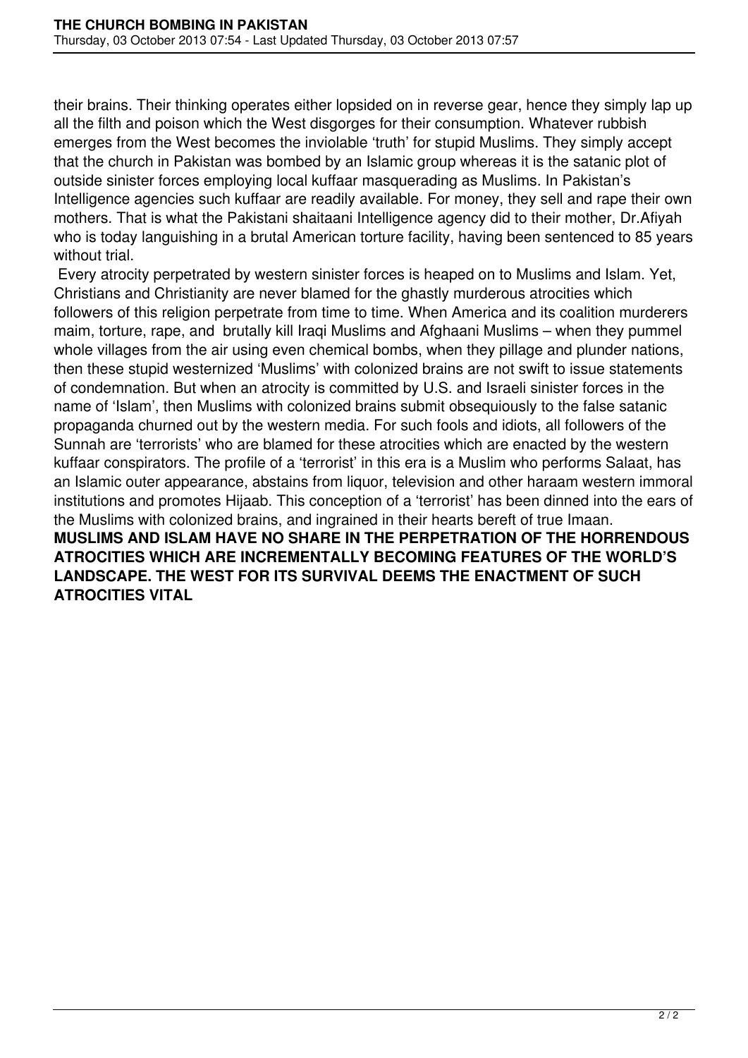their brains. Their thinking operates either lopsided on in reverse gear, hence they simply lap up all the filth and poison which the West disgorges for their consumption. Whatever rubbish emerges from the West becomes the inviolable 'truth' for stupid Muslims. They simply accept that the church in Pakistan was bombed by an Islamic group whereas it is the satanic plot of outside sinister forces employing local kuffaar masquerading as Muslims. In Pakistan's Intelligence agencies such kuffaar are readily available. For money, they sell and rape their own mothers. That is what the Pakistani shaitaani Intelligence agency did to their mother, Dr.Afiyah who is today languishing in a brutal American torture facility, having been sentenced to 85 years without trial.

Every atrocity perpetrated by western sinister forces is heaped on to Muslims and Islam. Yet, Christians and Christianity are never blamed for the ghastly murderous atrocities which followers of this religion perpetrate from time to time. When America and its coalition murderers maim, torture, rape, and brutally kill Iraqi Muslims and Afghaani Muslims – when they pummel whole villages from the air using even chemical bombs, when they pillage and plunder nations, then these stupid westernized 'Muslims' with colonized brains are not swift to issue statements of condemnation. But when an atrocity is committed by U.S. and Israeli sinister forces in the name of 'Islam', then Muslims with colonized brains submit obsequiously to the false satanic propaganda churned out by the western media. For such fools and idiots, all followers of the Sunnah are 'terrorists' who are blamed for these atrocities which are enacted by the western kuffaar conspirators. The profile of a 'terrorist' in this era is a Muslim who performs Salaat, has an Islamic outer appearance, abstains from liquor, television and other haraam western immoral institutions and promotes Hijaab. This conception of a 'terrorist' has been dinned into the ears of the Muslims with colonized brains, and ingrained in their hearts bereft of true Imaan.

**MUSLIMS AND ISLAM HAVE NO SHARE IN THE PERPETRATION OF THE HORRENDOUS ATROCITIES WHICH ARE INCREMENTALLY BECOMING FEATURES OF THE WORLD'S LANDSCAPE. THE WEST FOR ITS SURVIVAL DEEMS THE ENACTMENT OF SUCH ATROCITIES VITAL**